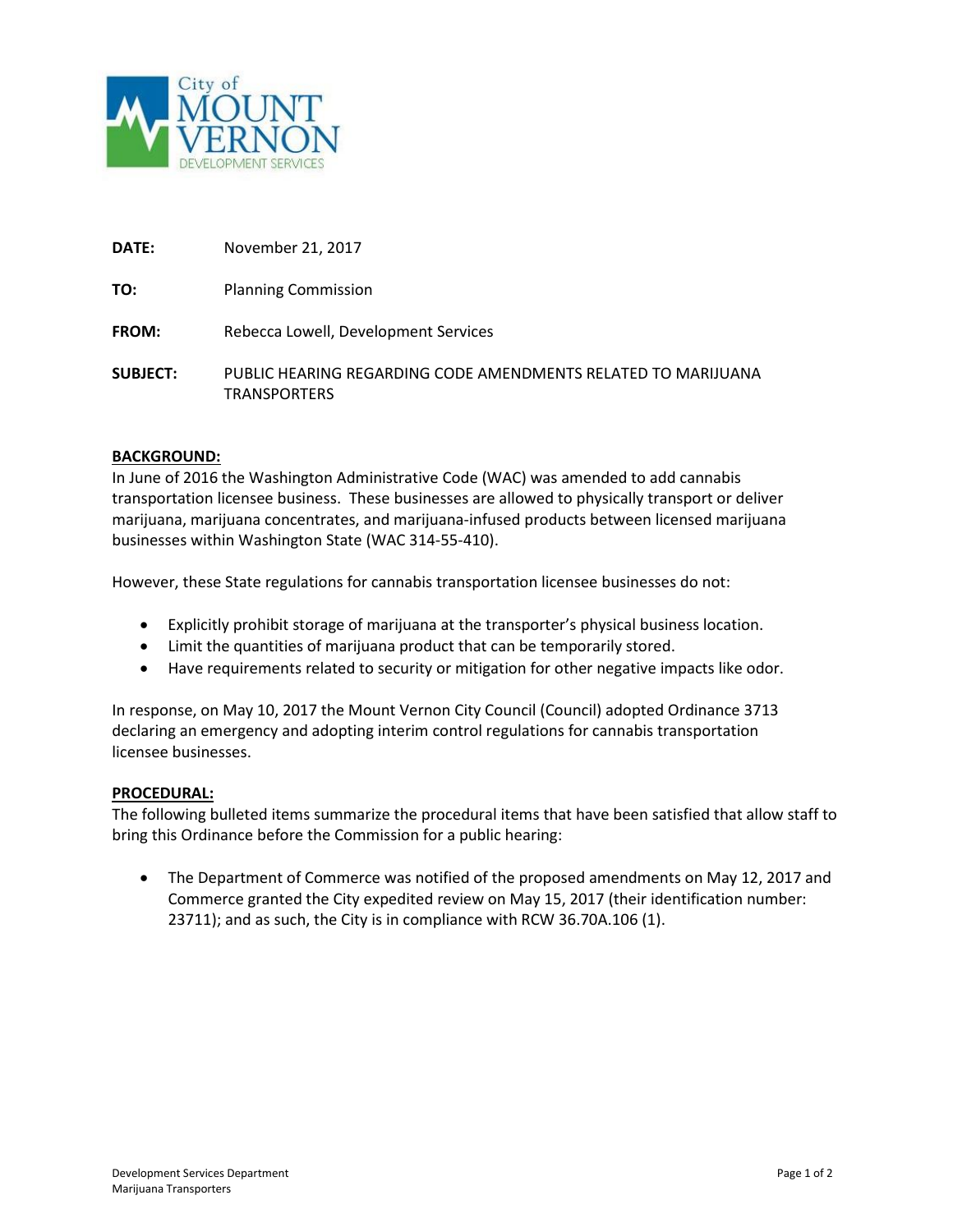City of MOUNT VERNON DEVELOPMENT SERVICES

**DATE:** November 21, 2017

**TO:** Planning Commission

**FROM:** Rebecca Lowell, Development Services

**SUBJECT:** PUBLIC HEARING REGARDING CODE AMENDMENTS RELATED TO MARIJUANA TRANSPORTERS

**BACKGROUND:**

In June of 2016 the Washington Administrative Code (WAC) was amended to add cannabis transportation licensee business. These businesses are allowed to physically transport or deliver marijuana, marijuana concentrates, and marijuana-infused products between licensed marijuana businesses within Washington State (WAC 314-55-410).

However, these State regulations for cannabis transportation licensee businesses do not:

- Explicitly prohibit storage of marijuana at the transporter's physical business location.
- Limit the quantities of marijuana product that can be temporarily stored.
- Have requirements related to security or mitigation for other negative impacts like odor.

In response, on May 10, 2017 the Mount Vernon City Council (Council) adopted Ordinance 3713 declaring an emergency and adopting interim control regulations for cannabis transportation licensee businesses.

**PROCEDURAL:**

The following bulleted items summarize the procedural items that have been satisfied that allow staff to bring this Ordinance before the Commission for a public hearing:

- The Department of Commerce was notified of the proposed amendments on May 12, 2017 and Commerce granted the City expedited review on May 15, 2017 (their identification number: 23711); and as such, the City is in compliance with RCW 36.70A.106 (1).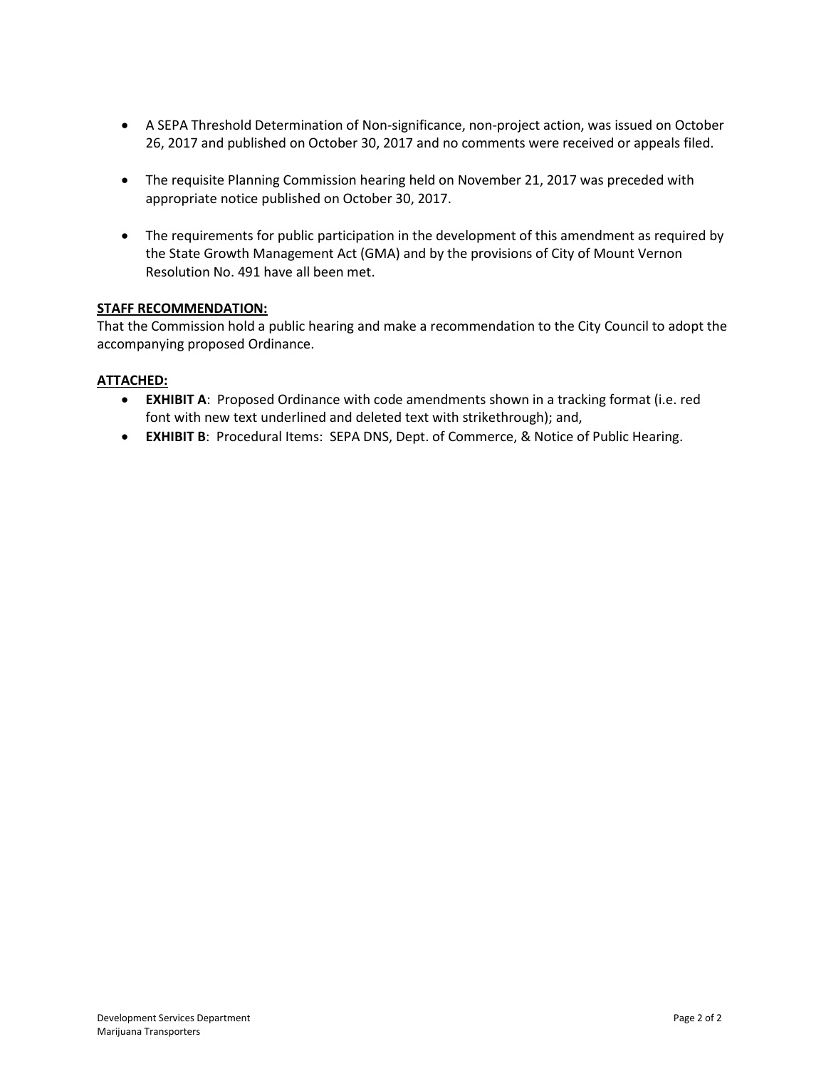- A SEPA Threshold Determination of Non-significance, non-project action, was issued on October 26, 2017 and published on October 30, 2017 and no comments were received or appeals filed.

- The requisite Planning Commission hearing held on November 21, 2017 was preceded with appropriate notice published on October 30, 2017.

- The requirements for public participation in the development of this amendment as required by the State Growth Management Act (GMA) and by the provisions of City of Mount Vernon Resolution No. 491 have all been met.

**STAFF RECOMMENDATION:**

That the Commission hold a public hearing and make a recommendation to the City Council to adopt the accompanying proposed Ordinance.

**ATTACHED:**

- **EXHIBIT A**: Proposed Ordinance with code amendments shown in a tracking format (i.e. red font with new text underlined and deleted text with strikethrough); and,
- **EXHIBIT B**: Procedural Items: SEPA DNS, Dept. of Commerce, & Notice of Public Hearing.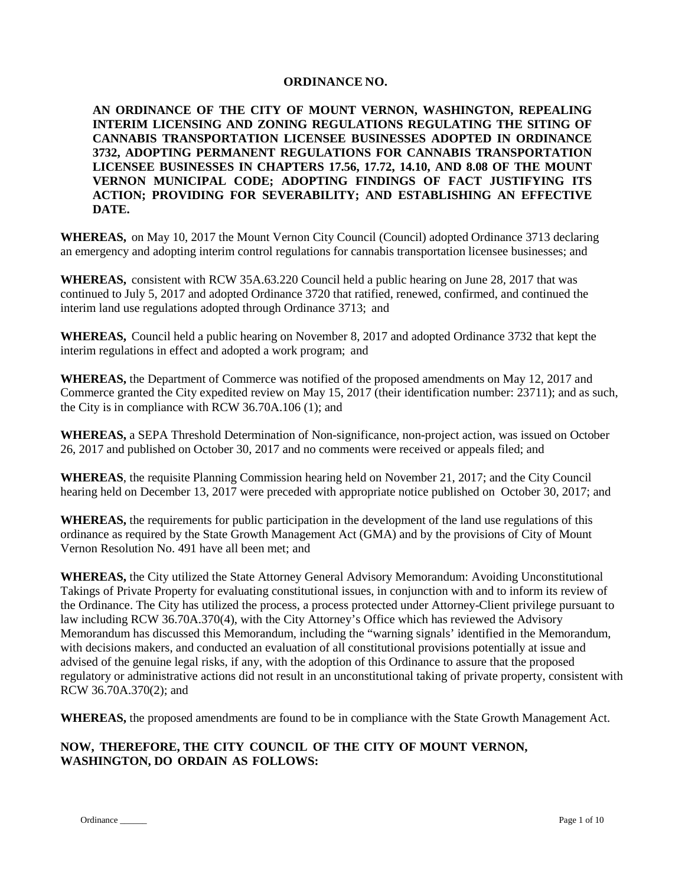**ORDINANCE NO.**

**AN ORDINANCE OF THE CITY OF MOUNT VERNON, WASHINGTON, REPEALING INTERIM LICENSING AND ZONING REGULATIONS REGULATING THE SITING OF CANNABIS TRANSPORTATION LICENSEE BUSINESSES ADOPTED IN ORDINANCE 3732, ADOPTING PERMANENT REGULATIONS FOR CANNABIS TRANSPORTATION LICENSEE BUSINESSES IN CHAPTERS 17.56, 17.72, 14.10, AND 8.08 OF THE MOUNT VERNON MUNICIPAL CODE; ADOPTING FINDINGS OF FACT JUSTIFYING ITS ACTION; PROVIDING FOR SEVERABILITY; AND ESTABLISHING AN EFFECTIVE DATE.**

**WHEREAS,** on May 10, 2017 the Mount Vernon City Council (Council) adopted Ordinance 3713 declaring an emergency and adopting interim control regulations for cannabis transportation licensee businesses; and

**WHEREAS,** consistent with RCW 35A.63.220 Council held a public hearing on June 28, 2017 that was continued to July 5, 2017 and adopted Ordinance 3720 that ratified, renewed, confirmed, and continued the interim land use regulations adopted through Ordinance 3713; and

**WHEREAS,** Council held a public hearing on November 8, 2017 and adopted Ordinance 3732 that kept the interim regulations in effect and adopted a work program; and

**WHEREAS,** the Department of Commerce was notified of the proposed amendments on May 12, 2017 and Commerce granted the City expedited review on May 15, 2017 (their identification number: 23711); and as such, the City is in compliance with RCW 36.70A.106 (1); and

**WHEREAS,** a SEPA Threshold Determination of Non-significance, non-project action, was issued on October 26, 2017 and published on October 30, 2017 and no comments were received or appeals filed; and

**WHEREAS**, the requisite Planning Commission hearing held on November 21, 2017; and the City Council hearing held on December 13, 2017 were preceded with appropriate notice published on October 30, 2017; and

**WHEREAS,** the requirements for public participation in the development of the land use regulations of this ordinance as required by the State Growth Management Act (GMA) and by the provisions of City of Mount Vernon Resolution No. 491 have all been met; and

**WHEREAS,** the City utilized the State Attorney General Advisory Memorandum: Avoiding Unconstitutional Takings of Private Property for evaluating constitutional issues, in conjunction with and to inform its review of the Ordinance. The City has utilized the process, a process protected under Attorney-Client privilege pursuant to law including RCW 36.70A.370(4), with the City Attorney's Office which has reviewed the Advisory Memorandum has discussed this Memorandum, including the "warning signals' identified in the Memorandum, with decisions makers, and conducted an evaluation of all constitutional provisions potentially at issue and advised of the genuine legal risks, if any, with the adoption of this Ordinance to assure that the proposed regulatory or administrative actions did not result in an unconstitutional taking of private property, consistent with RCW 36.70A.370(2); and

**WHEREAS,** the proposed amendments are found to be in compliance with the State Growth Management Act.

**NOW, THEREFORE, THE CITY COUNCIL OF THE CITY OF MOUNT VERNON, WASHINGTON, DO ORDAIN AS FOLLOWS:**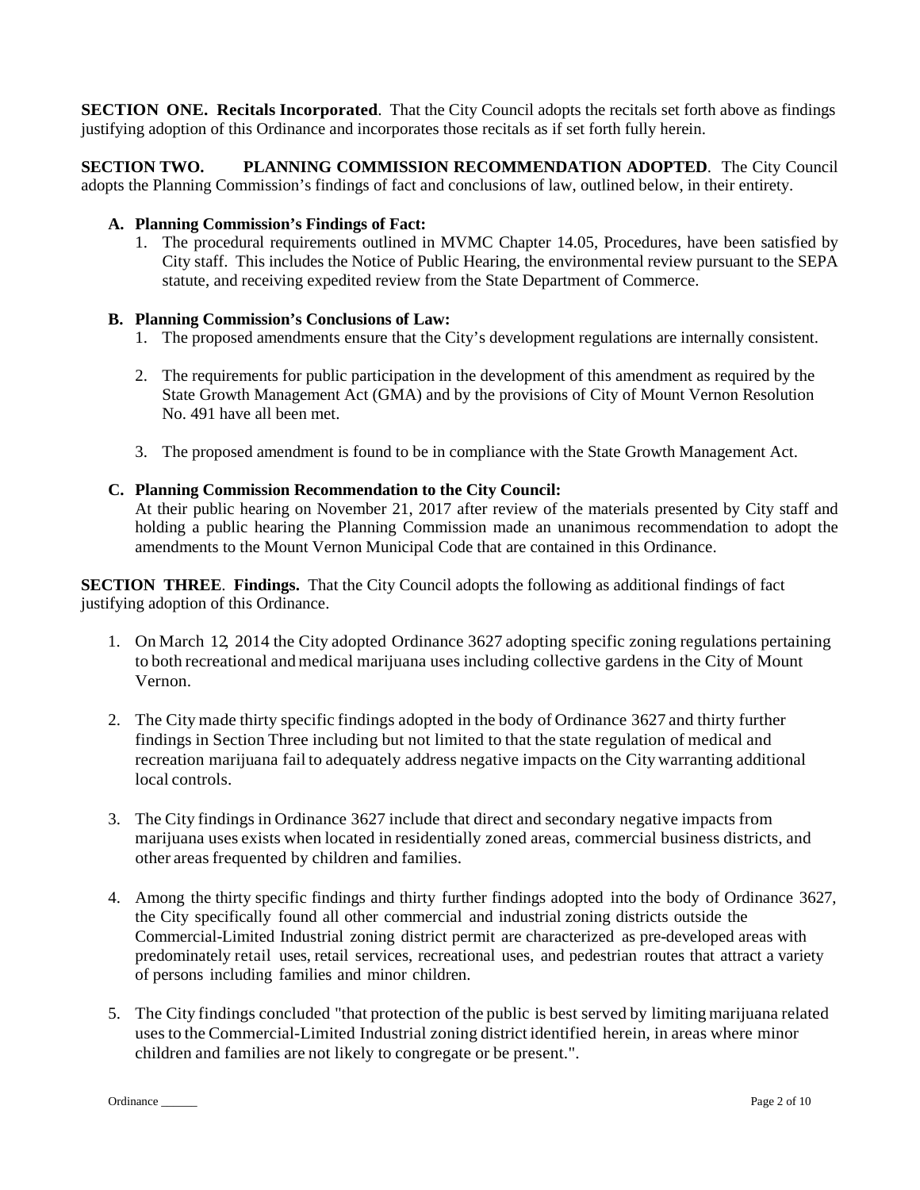**SECTION ONE. Recitals Incorporated**. That the City Council adopts the recitals set forth above as findings justifying adoption of this Ordinance and incorporates those recitals as if set forth fully herein.

**SECTION TWO. PLANNING COMMISSION RECOMMENDATION ADOPTED**. The City Council adopts the Planning Commission's findings of fact and conclusions of law, outlined below, in their entirety.

**A. Planning Commission's Findings of Fact:**

1. The procedural requirements outlined in MVMC Chapter 14.05, Procedures, have been satisfied by City staff. This includes the Notice of Public Hearing, the environmental review pursuant to the SEPA statute, and receiving expedited review from the State Department of Commerce.

**B. Planning Commission's Conclusions of Law:**

1. The proposed amendments ensure that the City's development regulations are internally consistent.

2. The requirements for public participation in the development of this amendment as required by the State Growth Management Act (GMA) and by the provisions of City of Mount Vernon Resolution No. 491 have all been met.

3. The proposed amendment is found to be in compliance with the State Growth Management Act.

**C. Planning Commission Recommendation to the City Council:**

At their public hearing on November 21, 2017 after review of the materials presented by City staff and holding a public hearing the Planning Commission made an unanimous recommendation to adopt the amendments to the Mount Vernon Municipal Code that are contained in this Ordinance.

**SECTION THREE**. **Findings.** That the City Council adopts the following as additional findings of fact justifying adoption of this Ordinance.

1. On March 12, 2014 the City adopted Ordinance 3627 adopting specific zoning regulations pertaining to both recreational and medical marijuana uses including collective gardens in the City of Mount Vernon.

2. The City made thirty specific findings adopted in the body of Ordinance 3627 and thirty further findings in Section Three including but not limited to that the state regulation of medical and recreation marijuana fail to adequately address negative impacts on the City warranting additional local controls.

3. The City findings in Ordinance 3627 include that direct and secondary negative impacts from marijuana uses exists when located in residentially zoned areas, commercial business districts, and other areas frequented by children and families.

4. Among the thirty specific findings and thirty further findings adopted into the body of Ordinance 3627, the City specifically found all other commercial and industrial zoning districts outside the Commercial-Limited Industrial zoning district permit are characterized as pre-developed areas with predominately retail uses, retail services, recreational uses, and pedestrian routes that attract a variety of persons including families and minor children.

5. The City findings concluded "that protection of the public is best served by limiting marijuana related uses to the Commercial-Limited Industrial zoning district identified herein, in areas where minor children and families are not likely to congregate or be present.".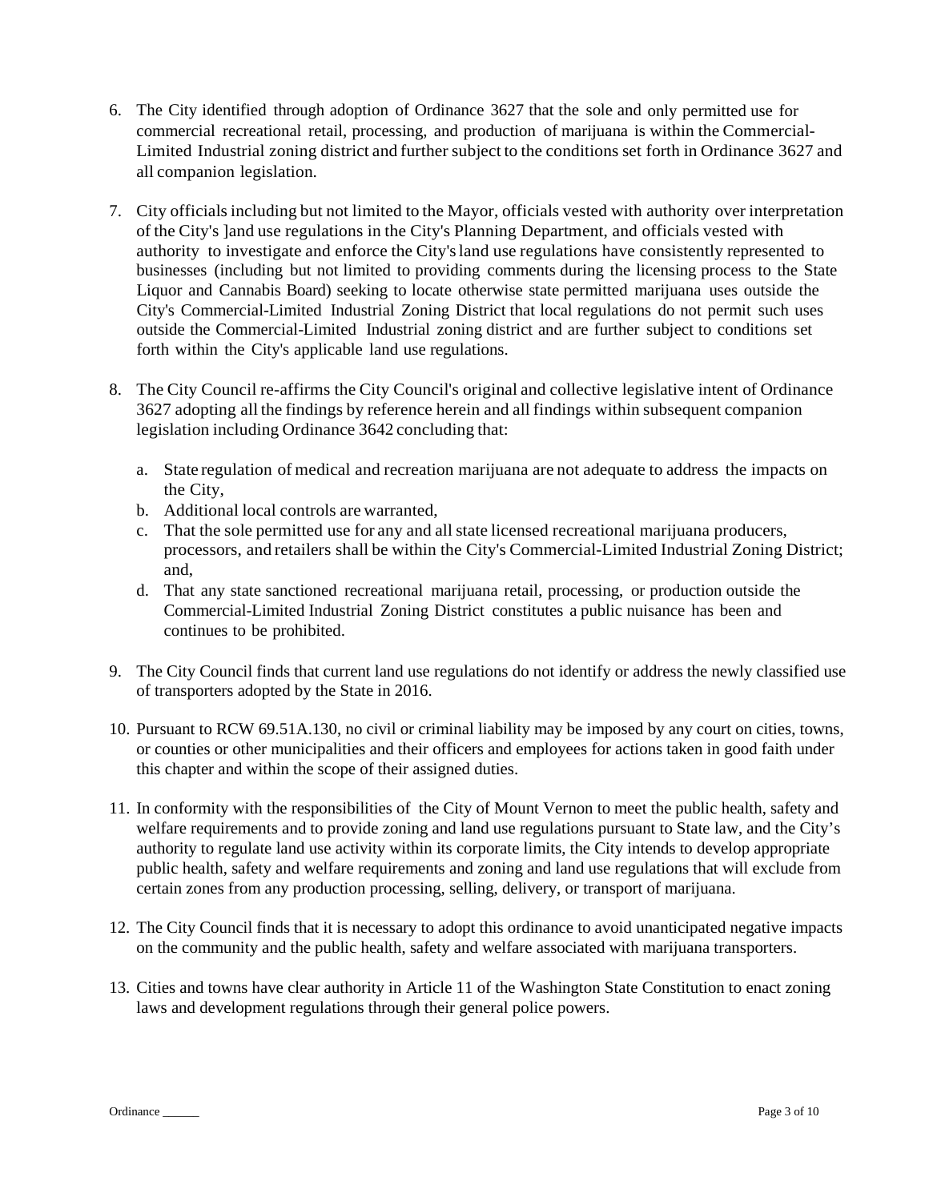6. The City identified through adoption of Ordinance 3627 that the sole and only permitted use for commercial recreational retail, processing, and production of marijuana is within the Commercial-Limited Industrial zoning district and further subject to the conditions set forth in Ordinance 3627 and all companion legislation.

7. City officials including but not limited to the Mayor, officials vested with authority over interpretation of the City's ]and use regulations in the City's Planning Department, and officials vested with authority to investigate and enforce the City's land use regulations have consistently represented to businesses (including but not limited to providing comments during the licensing process to the State Liquor and Cannabis Board) seeking to locate otherwise state permitted marijuana uses outside the City's Commercial-Limited Industrial Zoning District that local regulations do not permit such uses outside the Commercial-Limited Industrial zoning district and are further subject to conditions set forth within the City's applicable land use regulations.

8. The City Council re-affirms the City Council's original and collective legislative intent of Ordinance 3627 adopting all the findings by reference herein and all findings within subsequent companion legislation including Ordinance 3642 concluding that:

   a. State regulation of medical and recreation marijuana are not adequate to address the impacts on the City,
   b. Additional local controls are warranted,
   c. That the sole permitted use for any and all state licensed recreational marijuana producers, processors, and retailers shall be within the City's Commercial-Limited Industrial Zoning District; and,
   d. That any state sanctioned recreational marijuana retail, processing, or production outside the Commercial-Limited Industrial Zoning District constitutes a public nuisance has been and continues to be prohibited.

9. The City Council finds that current land use regulations do not identify or address the newly classified use of transporters adopted by the State in 2016.

10. Pursuant to RCW 69.51A.130, no civil or criminal liability may be imposed by any court on cities, towns, or counties or other municipalities and their officers and employees for actions taken in good faith under this chapter and within the scope of their assigned duties.

11. In conformity with the responsibilities of the City of Mount Vernon to meet the public health, safety and welfare requirements and to provide zoning and land use regulations pursuant to State law, and the City's authority to regulate land use activity within its corporate limits, the City intends to develop appropriate public health, safety and welfare requirements and zoning and land use regulations that will exclude from certain zones from any production processing, selling, delivery, or transport of marijuana.

12. The City Council finds that it is necessary to adopt this ordinance to avoid unanticipated negative impacts on the community and the public health, safety and welfare associated with marijuana transporters.

13. Cities and towns have clear authority in Article 11 of the Washington State Constitution to enact zoning laws and development regulations through their general police powers.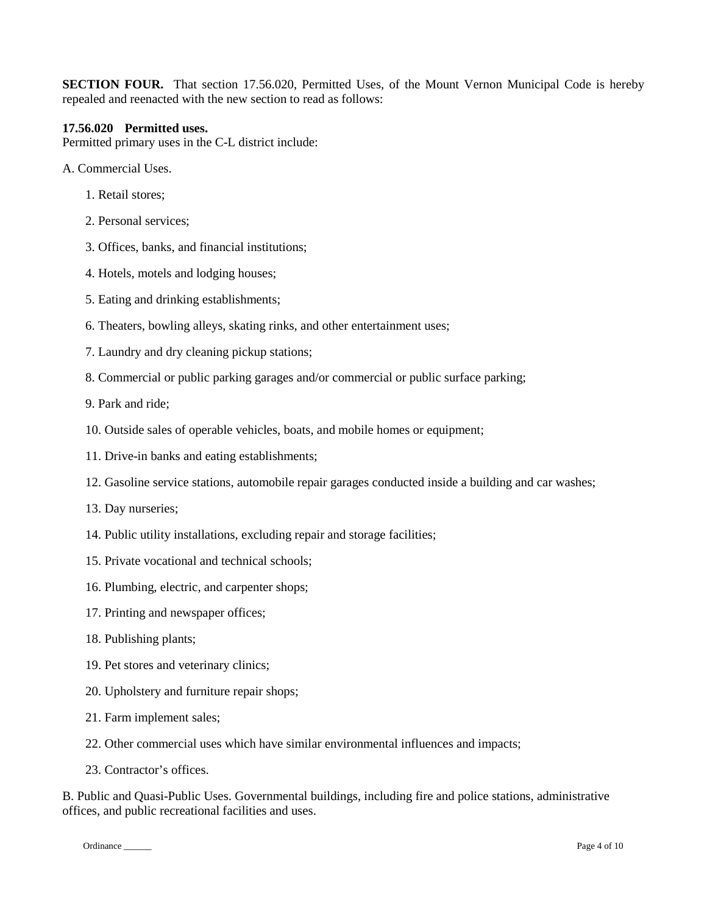**SECTION FOUR.** That section 17.56.020, Permitted Uses, of the Mount Vernon Municipal Code is hereby repealed and reenacted with the new section to read as follows:

**17.56.020 Permitted uses.**
Permitted primary uses in the C-L district include:

A. Commercial Uses.

1. Retail stores;
2. Personal services;
3. Offices, banks, and financial institutions;
4. Hotels, motels and lodging houses;
5. Eating and drinking establishments;
6. Theaters, bowling alleys, skating rinks, and other entertainment uses;
7. Laundry and dry cleaning pickup stations;
8. Commercial or public parking garages and/or commercial or public surface parking;
9. Park and ride;
10. Outside sales of operable vehicles, boats, and mobile homes or equipment;
11. Drive-in banks and eating establishments;
12. Gasoline service stations, automobile repair garages conducted inside a building and car washes;
13. Day nurseries;
14. Public utility installations, excluding repair and storage facilities;
15. Private vocational and technical schools;
16. Plumbing, electric, and carpenter shops;
17. Printing and newspaper offices;
18. Publishing plants;
19. Pet stores and veterinary clinics;
20. Upholstery and furniture repair shops;
21. Farm implement sales;
22. Other commercial uses which have similar environmental influences and impacts;
23. Contractor's offices.

B. Public and Quasi-Public Uses. Governmental buildings, including fire and police stations, administrative offices, and public recreational facilities and uses.

Ordinance ______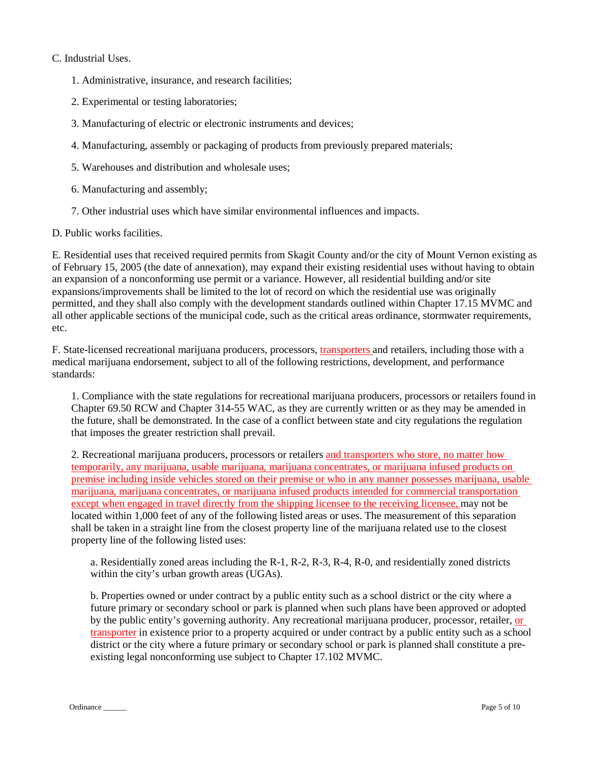C. Industrial Uses.

1. Administrative, insurance, and research facilities;

2. Experimental or testing laboratories;

3. Manufacturing of electric or electronic instruments and devices;

4. Manufacturing, assembly or packaging of products from previously prepared materials;

5. Warehouses and distribution and wholesale uses;

6. Manufacturing and assembly;

7. Other industrial uses which have similar environmental influences and impacts.

D. Public works facilities.

E. Residential uses that received required permits from Skagit County and/or the city of Mount Vernon existing as of February 15, 2005 (the date of annexation), may expand their existing residential uses without having to obtain an expansion of a nonconforming use permit or a variance. However, all residential building and/or site expansions/improvements shall be limited to the lot of record on which the residential use was originally permitted, and they shall also comply with the development standards outlined within Chapter 17.15 MVMC and all other applicable sections of the municipal code, such as the critical areas ordinance, stormwater requirements, etc.

F. State-licensed recreational marijuana producers, processors, transporters and retailers, including those with a medical marijuana endorsement, subject to all of the following restrictions, development, and performance standards:

1. Compliance with the state regulations for recreational marijuana producers, processors or retailers found in Chapter 69.50 RCW and Chapter 314-55 WAC, as they are currently written or as they may be amended in the future, shall be demonstrated. In the case of a conflict between state and city regulations the regulation that imposes the greater restriction shall prevail.

2. Recreational marijuana producers, processors or retailers and transporters who store, no matter how temporarily, any marijuana, usable marijuana, marijuana concentrates, or marijuana infused products on premise including inside vehicles stored on their premise or who in any manner possesses marijuana, usable marijuana, marijuana concentrates, or marijuana infused products intended for commercial transportation except when engaged in travel directly from the shipping licensee to the receiving licensee, may not be located within 1,000 feet of any of the following listed areas or uses. The measurement of this separation shall be taken in a straight line from the closest property line of the marijuana related use to the closest property line of the following listed uses:

a. Residentially zoned areas including the R-1, R-2, R-3, R-4, R-0, and residentially zoned districts within the city's urban growth areas (UGAs).

b. Properties owned or under contract by a public entity such as a school district or the city where a future primary or secondary school or park is planned when such plans have been approved or adopted by the public entity's governing authority. Any recreational marijuana producer, processor, retailer, or transporter in existence prior to a property acquired or under contract by a public entity such as a school district or the city where a future primary or secondary school or park is planned shall constitute a pre-existing legal nonconforming use subject to Chapter 17.102 MVMC.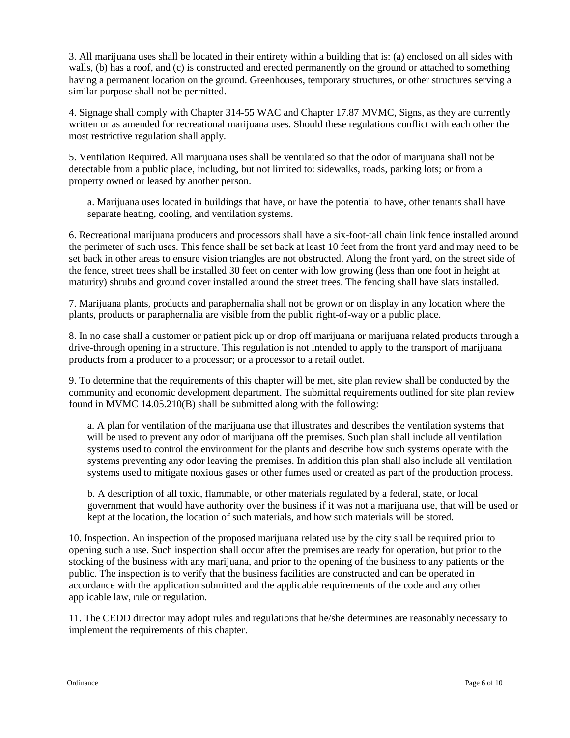3. All marijuana uses shall be located in their entirety within a building that is: (a) enclosed on all sides with walls, (b) has a roof, and (c) is constructed and erected permanently on the ground or attached to something having a permanent location on the ground. Greenhouses, temporary structures, or other structures serving a similar purpose shall not be permitted.

4. Signage shall comply with Chapter 314-55 WAC and Chapter 17.87 MVMC, Signs, as they are currently written or as amended for recreational marijuana uses. Should these regulations conflict with each other the most restrictive regulation shall apply.

5. Ventilation Required. All marijuana uses shall be ventilated so that the odor of marijuana shall not be detectable from a public place, including, but not limited to: sidewalks, roads, parking lots; or from a property owned or leased by another person.

   a. Marijuana uses located in buildings that have, or have the potential to have, other tenants shall have separate heating, cooling, and ventilation systems.

6. Recreational marijuana producers and processors shall have a six-foot-tall chain link fence installed around the perimeter of such uses. This fence shall be set back at least 10 feet from the front yard and may need to be set back in other areas to ensure vision triangles are not obstructed. Along the front yard, on the street side of the fence, street trees shall be installed 30 feet on center with low growing (less than one foot in height at maturity) shrubs and ground cover installed around the street trees. The fencing shall have slats installed.

7. Marijuana plants, products and paraphernalia shall not be grown or on display in any location where the plants, products or paraphernalia are visible from the public right-of-way or a public place.

8. In no case shall a customer or patient pick up or drop off marijuana or marijuana related products through a drive-through opening in a structure. This regulation is not intended to apply to the transport of marijuana products from a producer to a processor; or a processor to a retail outlet.

9. To determine that the requirements of this chapter will be met, site plan review shall be conducted by the community and economic development department. The submittal requirements outlined for site plan review found in MVMC 14.05.210(B) shall be submitted along with the following:

   a. A plan for ventilation of the marijuana use that illustrates and describes the ventilation systems that will be used to prevent any odor of marijuana off the premises. Such plan shall include all ventilation systems used to control the environment for the plants and describe how such systems operate with the systems preventing any odor leaving the premises. In addition this plan shall also include all ventilation systems used to mitigate noxious gases or other fumes used or created as part of the production process.

   b. A description of all toxic, flammable, or other materials regulated by a federal, state, or local government that would have authority over the business if it was not a marijuana use, that will be used or kept at the location, the location of such materials, and how such materials will be stored.

10. Inspection. An inspection of the proposed marijuana related use by the city shall be required prior to opening such a use. Such inspection shall occur after the premises are ready for operation, but prior to the stocking of the business with any marijuana, and prior to the opening of the business to any patients or the public. The inspection is to verify that the business facilities are constructed and can be operated in accordance with the application submitted and the applicable requirements of the code and any other applicable law, rule or regulation.

11. The CEDD director may adopt rules and regulations that he/she determines are reasonably necessary to implement the requirements of this chapter.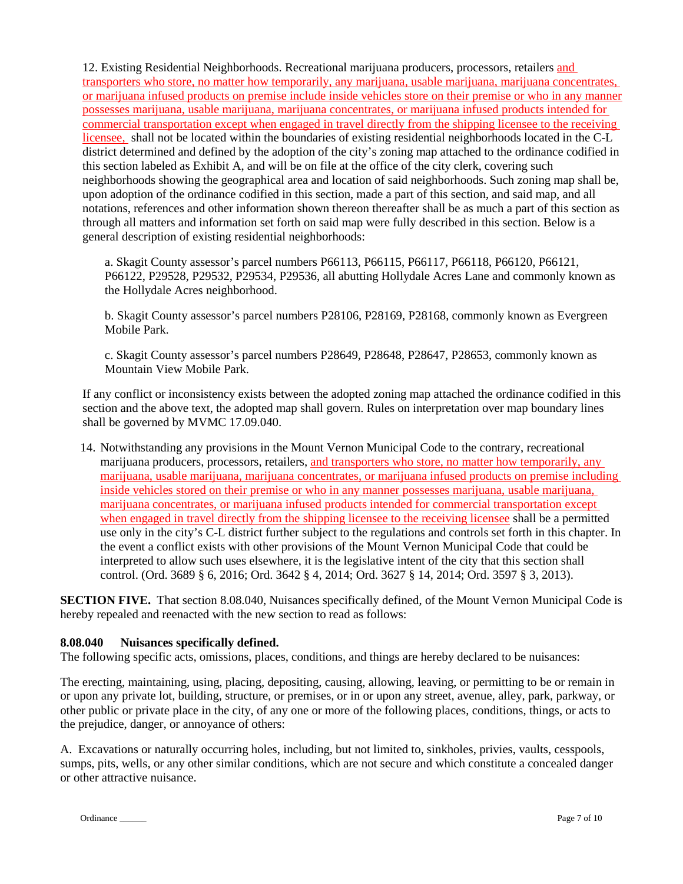12. Existing Residential Neighborhoods. Recreational marijuana producers, processors, retailers and transporters who store, no matter how temporarily, any marijuana, usable marijuana, marijuana concentrates, or marijuana infused products on premise include inside vehicles store on their premise or who in any manner possesses marijuana, usable marijuana, marijuana concentrates, or marijuana infused products intended for commercial transportation except when engaged in travel directly from the shipping licensee to the receiving licensee, shall not be located within the boundaries of existing residential neighborhoods located in the C-L district determined and defined by the adoption of the city's zoning map attached to the ordinance codified in this section labeled as Exhibit A, and will be on file at the office of the city clerk, covering such neighborhoods showing the geographical area and location of said neighborhoods. Such zoning map shall be, upon adoption of the ordinance codified in this section, made a part of this section, and said map, and all notations, references and other information shown thereon thereafter shall be as much a part of this section as through all matters and information set forth on said map were fully described in this section. Below is a general description of existing residential neighborhoods:

a. Skagit County assessor's parcel numbers P66113, P66115, P66117, P66118, P66120, P66121, P66122, P29528, P29532, P29534, P29536, all abutting Hollydale Acres Lane and commonly known as the Hollydale Acres neighborhood.

b. Skagit County assessor's parcel numbers P28106, P28169, P28168, commonly known as Evergreen Mobile Park.

c. Skagit County assessor's parcel numbers P28649, P28648, P28647, P28653, commonly known as Mountain View Mobile Park.

If any conflict or inconsistency exists between the adopted zoning map attached the ordinance codified in this section and the above text, the adopted map shall govern. Rules on interpretation over map boundary lines shall be governed by MVMC 17.09.040.

14. Notwithstanding any provisions in the Mount Vernon Municipal Code to the contrary, recreational marijuana producers, processors, retailers, and transporters who store, no matter how temporarily, any marijuana, usable marijuana, marijuana concentrates, or marijuana infused products on premise including inside vehicles stored on their premise or who in any manner possesses marijuana, usable marijuana, marijuana concentrates, or marijuana infused products intended for commercial transportation except when engaged in travel directly from the shipping licensee to the receiving licensee shall be a permitted use only in the city's C-L district further subject to the regulations and controls set forth in this chapter. In the event a conflict exists with other provisions of the Mount Vernon Municipal Code that could be interpreted to allow such uses elsewhere, it is the legislative intent of the city that this section shall control. (Ord. 3689 § 6, 2016; Ord. 3642 § 4, 2014; Ord. 3627 § 14, 2014; Ord. 3597 § 3, 2013).

**SECTION FIVE.** That section 8.08.040, Nuisances specifically defined, of the Mount Vernon Municipal Code is hereby repealed and reenacted with the new section to read as follows:

**8.08.040 Nuisances specifically defined.**

The following specific acts, omissions, places, conditions, and things are hereby declared to be nuisances:

The erecting, maintaining, using, placing, depositing, causing, allowing, leaving, or permitting to be or remain in or upon any private lot, building, structure, or premises, or in or upon any street, avenue, alley, park, parkway, or other public or private place in the city, of any one or more of the following places, conditions, things, or acts to the prejudice, danger, or annoyance of others:

A. Excavations or naturally occurring holes, including, but not limited to, sinkholes, privies, vaults, cesspools, sumps, pits, wells, or any other similar conditions, which are not secure and which constitute a concealed danger or other attractive nuisance.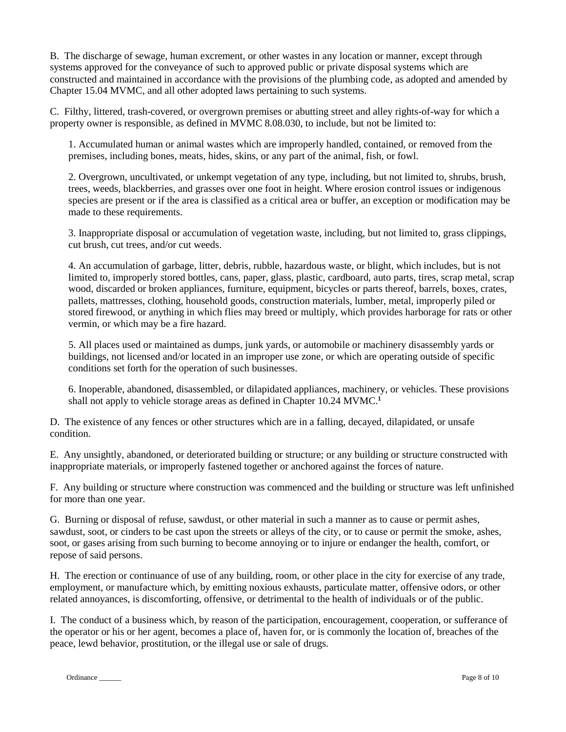B. The discharge of sewage, human excrement, or other wastes in any location or manner, except through systems approved for the conveyance of such to approved public or private disposal systems which are constructed and maintained in accordance with the provisions of the plumbing code, as adopted and amended by Chapter 15.04 MVMC, and all other adopted laws pertaining to such systems.

C. Filthy, littered, trash-covered, or overgrown premises or abutting street and alley rights-of-way for which a property owner is responsible, as defined in MVMC 8.08.030, to include, but not be limited to:

1. Accumulated human or animal wastes which are improperly handled, contained, or removed from the premises, including bones, meats, hides, skins, or any part of the animal, fish, or fowl.

2. Overgrown, uncultivated, or unkempt vegetation of any type, including, but not limited to, shrubs, brush, trees, weeds, blackberries, and grasses over one foot in height. Where erosion control issues or indigenous species are present or if the area is classified as a critical area or buffer, an exception or modification may be made to these requirements.

3. Inappropriate disposal or accumulation of vegetation waste, including, but not limited to, grass clippings, cut brush, cut trees, and/or cut weeds.

4. An accumulation of garbage, litter, debris, rubble, hazardous waste, or blight, which includes, but is not limited to, improperly stored bottles, cans, paper, glass, plastic, cardboard, auto parts, tires, scrap metal, scrap wood, discarded or broken appliances, furniture, equipment, bicycles or parts thereof, barrels, boxes, crates, pallets, mattresses, clothing, household goods, construction materials, lumber, metal, improperly piled or stored firewood, or anything in which flies may breed or multiply, which provides harborage for rats or other vermin, or which may be a fire hazard.

5. All places used or maintained as dumps, junk yards, or automobile or machinery disassembly yards or buildings, not licensed and/or located in an improper use zone, or which are operating outside of specific conditions set forth for the operation of such businesses.

6. Inoperable, abandoned, disassembled, or dilapidated appliances, machinery, or vehicles. These provisions shall not apply to vehicle storage areas as defined in Chapter 10.24 MVMC.[1]

D. The existence of any fences or other structures which are in a falling, decayed, dilapidated, or unsafe condition.

E. Any unsightly, abandoned, or deteriorated building or structure; or any building or structure constructed with inappropriate materials, or improperly fastened together or anchored against the forces of nature.

F. Any building or structure where construction was commenced and the building or structure was left unfinished for more than one year.

G. Burning or disposal of refuse, sawdust, or other material in such a manner as to cause or permit ashes, sawdust, soot, or cinders to be cast upon the streets or alleys of the city, or to cause or permit the smoke, ashes, soot, or gases arising from such burning to become annoying or to injure or endanger the health, comfort, or repose of said persons.

H. The erection or continuance of use of any building, room, or other place in the city for exercise of any trade, employment, or manufacture which, by emitting noxious exhausts, particulate matter, offensive odors, or other related annoyances, is discomforting, offensive, or detrimental to the health of individuals or of the public.

I. The conduct of a business which, by reason of the participation, encouragement, cooperation, or sufferance of the operator or his or her agent, becomes a place of, haven for, or is commonly the location of, breaches of the peace, lewd behavior, prostitution, or the illegal use or sale of drugs.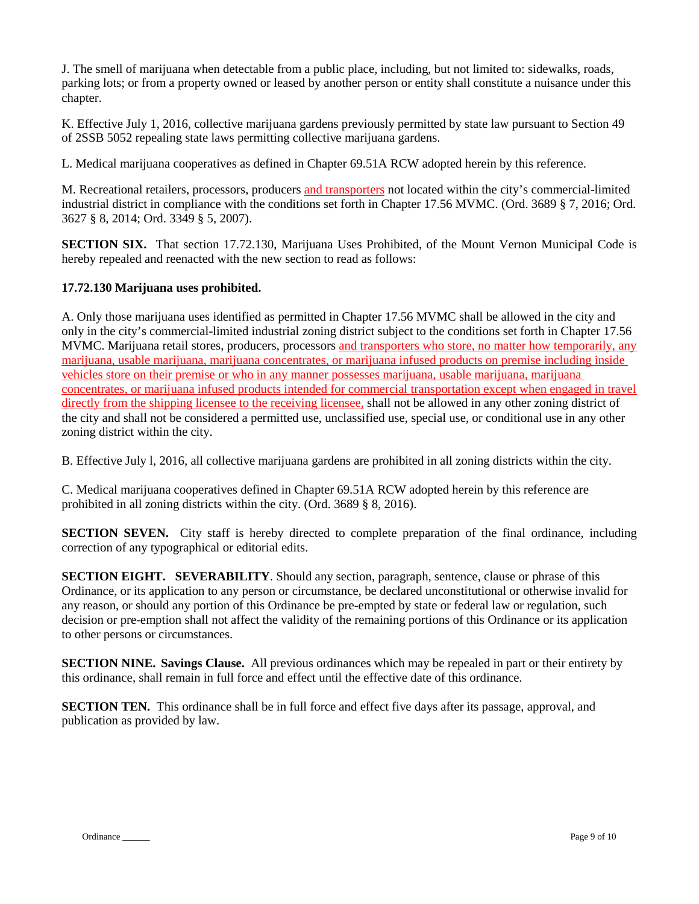J. The smell of marijuana when detectable from a public place, including, but not limited to: sidewalks, roads, parking lots; or from a property owned or leased by another person or entity shall constitute a nuisance under this chapter.

K. Effective July 1, 2016, collective marijuana gardens previously permitted by state law pursuant to Section 49 of 2SSB 5052 repealing state laws permitting collective marijuana gardens.

L. Medical marijuana cooperatives as defined in Chapter 69.51A RCW adopted herein by this reference.

M. Recreational retailers, processors, producers and transporters not located within the city's commercial-limited industrial district in compliance with the conditions set forth in Chapter 17.56 MVMC. (Ord. 3689 § 7, 2016; Ord. 3627 § 8, 2014; Ord. 3349 § 5, 2007).

**SECTION SIX.** That section 17.72.130, Marijuana Uses Prohibited, of the Mount Vernon Municipal Code is hereby repealed and reenacted with the new section to read as follows:

**17.72.130 Marijuana uses prohibited.**

A. Only those marijuana uses identified as permitted in Chapter 17.56 MVMC shall be allowed in the city and only in the city's commercial-limited industrial zoning district subject to the conditions set forth in Chapter 17.56 MVMC. Marijuana retail stores, producers, processors and transporters who store, no matter how temporarily, any marijuana, usable marijuana, marijuana concentrates, or marijuana infused products on premise including inside vehicles store on their premise or who in any manner possesses marijuana, usable marijuana, marijuana concentrates, or marijuana infused products intended for commercial transportation except when engaged in travel directly from the shipping licensee to the receiving licensee, shall not be allowed in any other zoning district of the city and shall not be considered a permitted use, unclassified use, special use, or conditional use in any other zoning district within the city.

B. Effective July l, 2016, all collective marijuana gardens are prohibited in all zoning districts within the city.

C. Medical marijuana cooperatives defined in Chapter 69.51A RCW adopted herein by this reference are prohibited in all zoning districts within the city. (Ord. 3689 § 8, 2016).

**SECTION SEVEN.** City staff is hereby directed to complete preparation of the final ordinance, including correction of any typographical or editorial edits.

**SECTION EIGHT. SEVERABILITY**. Should any section, paragraph, sentence, clause or phrase of this Ordinance, or its application to any person or circumstance, be declared unconstitutional or otherwise invalid for any reason, or should any portion of this Ordinance be pre-empted by state or federal law or regulation, such decision or pre-emption shall not affect the validity of the remaining portions of this Ordinance or its application to other persons or circumstances.

**SECTION NINE. Savings Clause.** All previous ordinances which may be repealed in part or their entirety by this ordinance, shall remain in full force and effect until the effective date of this ordinance.

**SECTION TEN.** This ordinance shall be in full force and effect five days after its passage, approval, and publication as provided by law.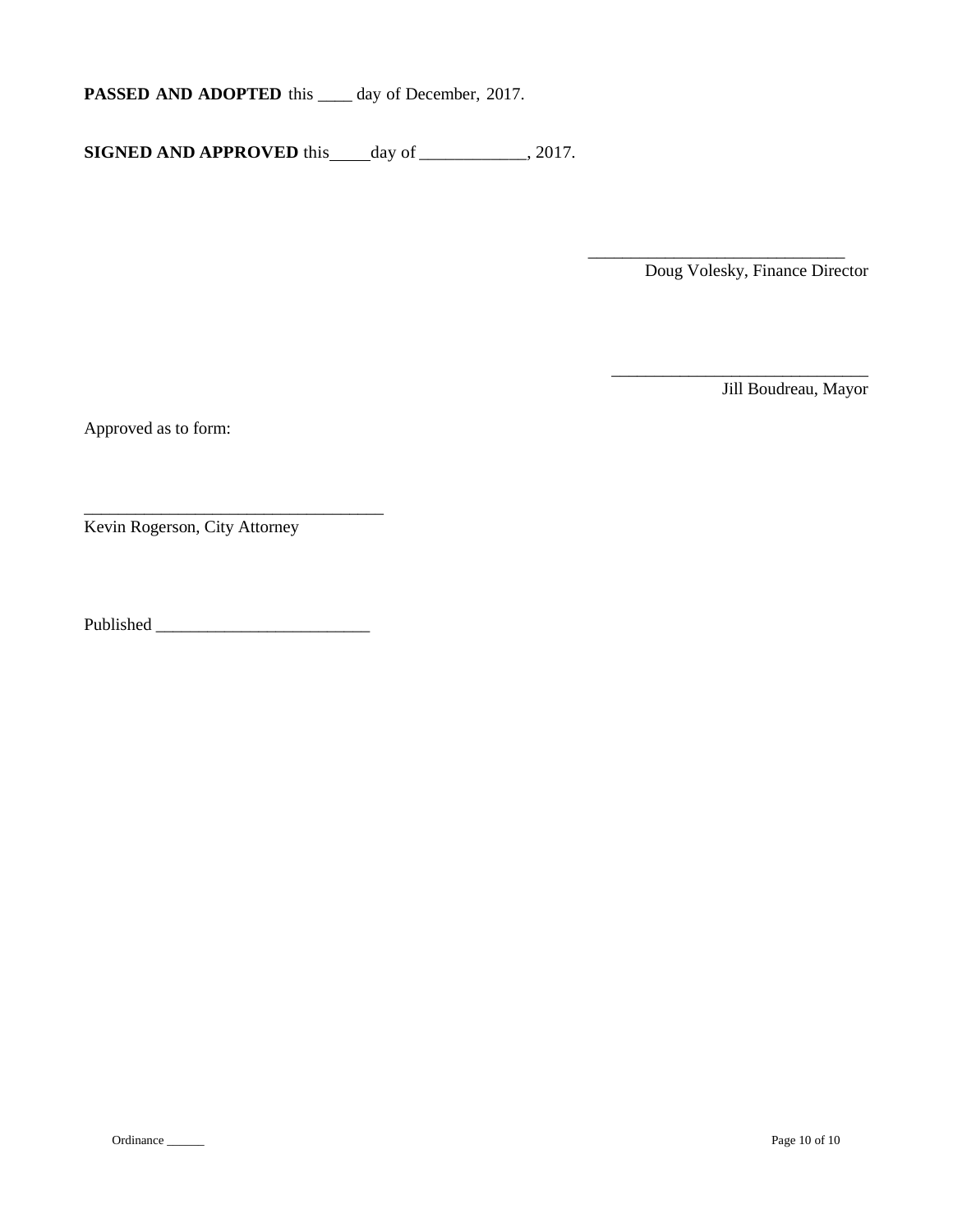**PASSED AND ADOPTED** this ____ day of December, 2017.

**SIGNED AND APPROVED** this_____day of ____________, 2017.

______________________________
Doug Volesky, Finance Director

______________________________
Jill Boudreau, Mayor

Approved as to form:

___________________________________
Kevin Rogerson, City Attorney

Published _________________________

Ordinance ______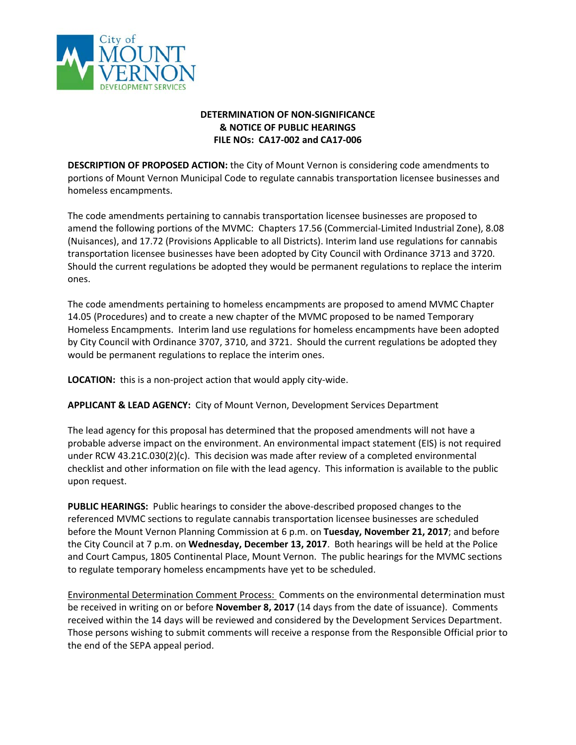City of MOUNT VERNON DEVELOPMENT SERVICES

**DETERMINATION OF NON-SIGNIFICANCE**
**& NOTICE OF PUBLIC HEARINGS**
**FILE NOs: CA17-002 and CA17-006**

**DESCRIPTION OF PROPOSED ACTION:** the City of Mount Vernon is considering code amendments to portions of Mount Vernon Municipal Code to regulate cannabis transportation licensee businesses and homeless encampments.

The code amendments pertaining to cannabis transportation licensee businesses are proposed to amend the following portions of the MVMC: Chapters 17.56 (Commercial-Limited Industrial Zone), 8.08 (Nuisances), and 17.72 (Provisions Applicable to all Districts). Interim land use regulations for cannabis transportation licensee businesses have been adopted by City Council with Ordinance 3713 and 3720. Should the current regulations be adopted they would be permanent regulations to replace the interim ones.

The code amendments pertaining to homeless encampments are proposed to amend MVMC Chapter 14.05 (Procedures) and to create a new chapter of the MVMC proposed to be named Temporary Homeless Encampments. Interim land use regulations for homeless encampments have been adopted by City Council with Ordinance 3707, 3710, and 3721. Should the current regulations be adopted they would be permanent regulations to replace the interim ones.

**LOCATION:** this is a non-project action that would apply city-wide.

**APPLICANT & LEAD AGENCY:** City of Mount Vernon, Development Services Department

The lead agency for this proposal has determined that the proposed amendments will not have a probable adverse impact on the environment. An environmental impact statement (EIS) is not required under RCW 43.21C.030(2)(c). This decision was made after review of a completed environmental checklist and other information on file with the lead agency. This information is available to the public upon request.

**PUBLIC HEARINGS:** Public hearings to consider the above-described proposed changes to the referenced MVMC sections to regulate cannabis transportation licensee businesses are scheduled before the Mount Vernon Planning Commission at 6 p.m. on **Tuesday, November 21, 2017**; and before the City Council at 7 p.m. on **Wednesday, December 13, 2017**. Both hearings will be held at the Police and Court Campus, 1805 Continental Place, Mount Vernon. The public hearings for the MVMC sections to regulate temporary homeless encampments have yet to be scheduled.

<u>Environmental Determination Comment Process:</u> Comments on the environmental determination must be received in writing on or before **November 8, 2017** (14 days from the date of issuance). Comments received within the 14 days will be reviewed and considered by the Development Services Department. Those persons wishing to submit comments will receive a response from the Responsible Official prior to the end of the SEPA appeal period.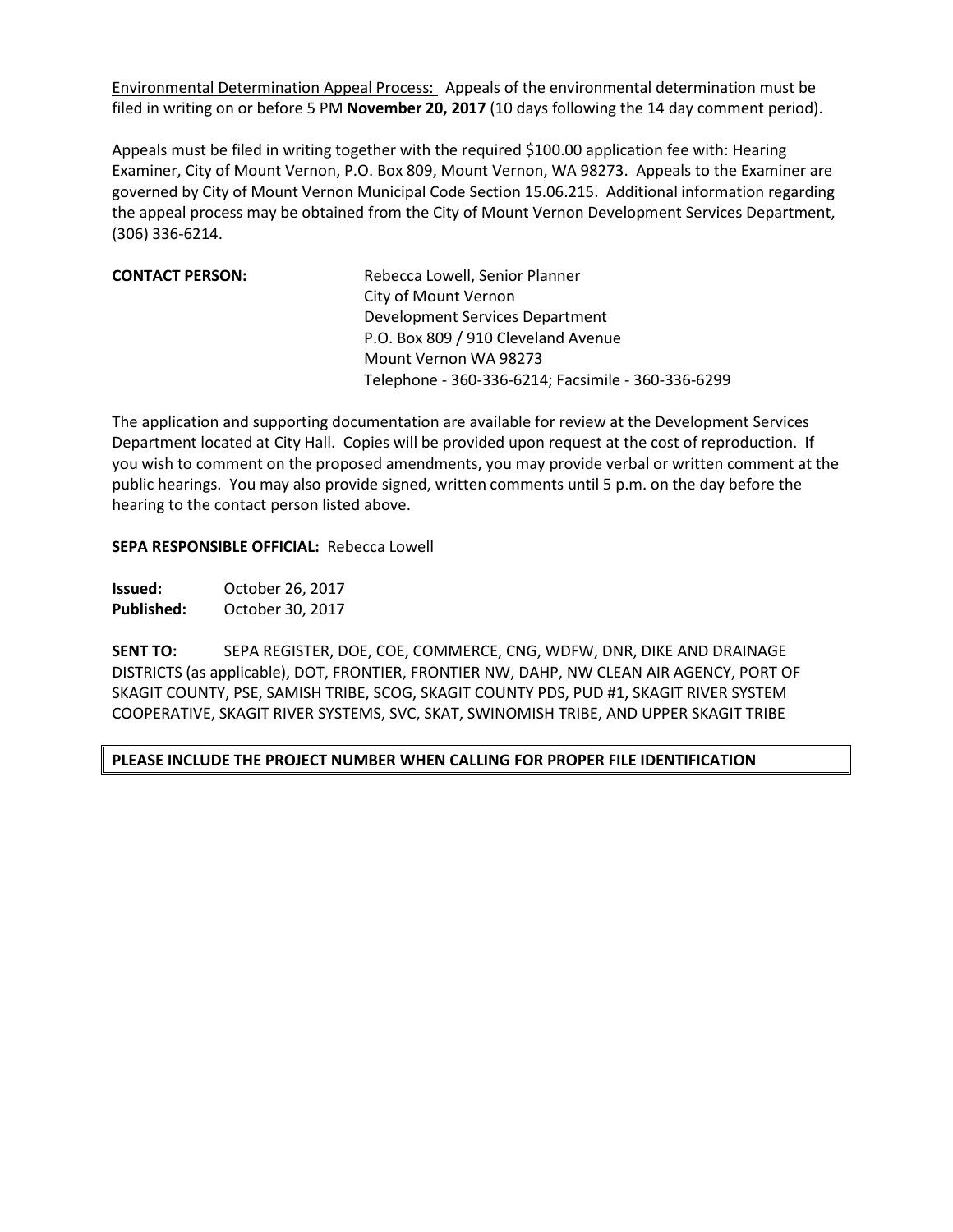Environmental Determination Appeal Process: Appeals of the environmental determination must be filed in writing on or before 5 PM **November 20, 2017** (10 days following the 14 day comment period).

Appeals must be filed in writing together with the required $100.00 application fee with: Hearing Examiner, City of Mount Vernon, P.O. Box 809, Mount Vernon, WA 98273. Appeals to the Examiner are governed by City of Mount Vernon Municipal Code Section 15.06.215. Additional information regarding the appeal process may be obtained from the City of Mount Vernon Development Services Department, (306) 336-6214.

**CONTACT PERSON:**

Rebecca Lowell, Senior Planner
City of Mount Vernon
Development Services Department
P.O. Box 809 / 910 Cleveland Avenue
Mount Vernon WA 98273
Telephone - 360-336-6214; Facsimile - 360-336-6299

The application and supporting documentation are available for review at the Development Services Department located at City Hall. Copies will be provided upon request at the cost of reproduction. If you wish to comment on the proposed amendments, you may provide verbal or written comment at the public hearings. You may also provide signed, written comments until 5 p.m. on the day before the hearing to the contact person listed above.

**SEPA RESPONSIBLE OFFICIAL:** Rebecca Lowell

**Issued:** October 26, 2017
**Published:** October 30, 2017

**SENT TO:** SEPA REGISTER, DOE, COE, COMMERCE, CNG, WDFW, DNR, DIKE AND DRAINAGE DISTRICTS (as applicable), DOT, FRONTIER, FRONTIER NW, DAHP, NW CLEAN AIR AGENCY, PORT OF SKAGIT COUNTY, PSE, SAMISH TRIBE, SCOG, SKAGIT COUNTY PDS, PUD #1, SKAGIT RIVER SYSTEM COOPERATIVE, SKAGIT RIVER SYSTEMS, SVC, SKAT, SWINOMISH TRIBE, AND UPPER SKAGIT TRIBE

**PLEASE INCLUDE THE PROJECT NUMBER WHEN CALLING FOR PROPER FILE IDENTIFICATION**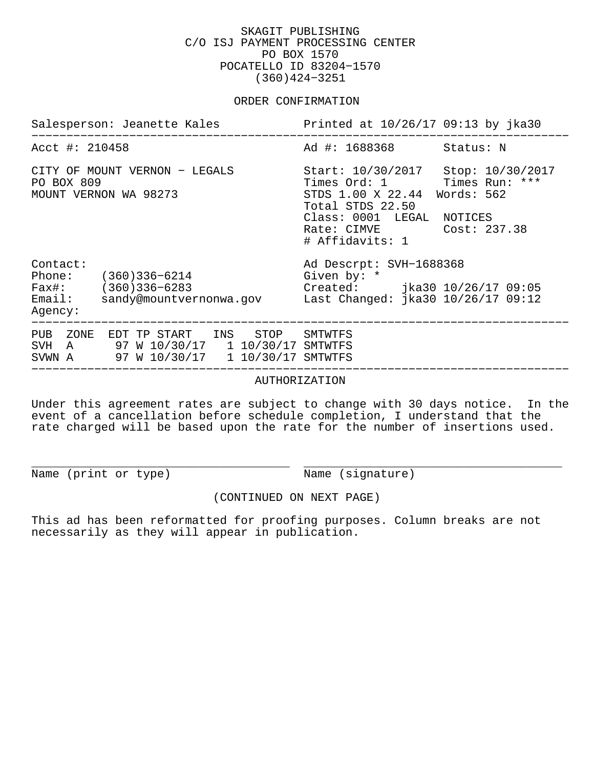SKAGIT PUBLISHING
C/O ISJ PAYMENT PROCESSING CENTER
PO BOX 1570
POCATELLO ID 83204−1570
(360)424−3251

## ORDER CONFIRMATION

Salesperson: Jeanette Kales  Printed at 10/26/17 09:13 by jka30

---

Acct #: 210458

Ad #: 1688368  Status: N

CITY OF MOUNT VERNON − LEGALS
PO BOX 809
MOUNT VERNON WA 98273

Start: 10/30/2017  Stop: 10/30/2017
Times Ord: 1  Times Run: ***
STDS 1.00 X 22.44  Words: 562
Total STDS 22.50
Class: 0001 LEGAL NOTICES
Rate: CIMVE  Cost: 237.38
# Affidavits: 1

Contact:
Phone: (360)336−6214
Fax#: (360)336−6283
Email: sandy@mountvernonwa.gov
Agency:

Ad Descrpt: SVH−1688368
Given by: *
Created: jka30 10/26/17 09:05
Last Changed: jka30 10/26/17 09:12

---

| PUB | ZONE | EDT | TP | START | INS | STOP | SMTWTFS |
|---|---|---|---|---|---|---|---|
| SVH | A | 97 | W | 10/30/17 | 1 | 10/30/17 | SMTWTFS |
| SVWN | A | 97 | W | 10/30/17 | 1 | 10/30/17 | SMTWTFS |

---

## AUTHORIZATION

Under this agreement rates are subject to change with 30 days notice. In the event of a cancellation before schedule completion, I understand that the rate charged will be based upon the rate for the number of insertions used.

\_\_\_\_\_\_\_\_\_\_\_\_\_\_\_\_\_\_\_\_\_\_\_\_\_\_\_\_\_\_\_\_\_\_\_\_\_  \_\_\_\_\_\_\_\_\_\_\_\_\_\_\_\_\_\_\_\_\_\_\_\_\_\_\_\_\_\_\_\_\_\_\_\_\_
Name (print or type)  Name (signature)

(CONTINUED ON NEXT PAGE)

This ad has been reformatted for proofing purposes. Column breaks are not necessarily as they will appear in publication.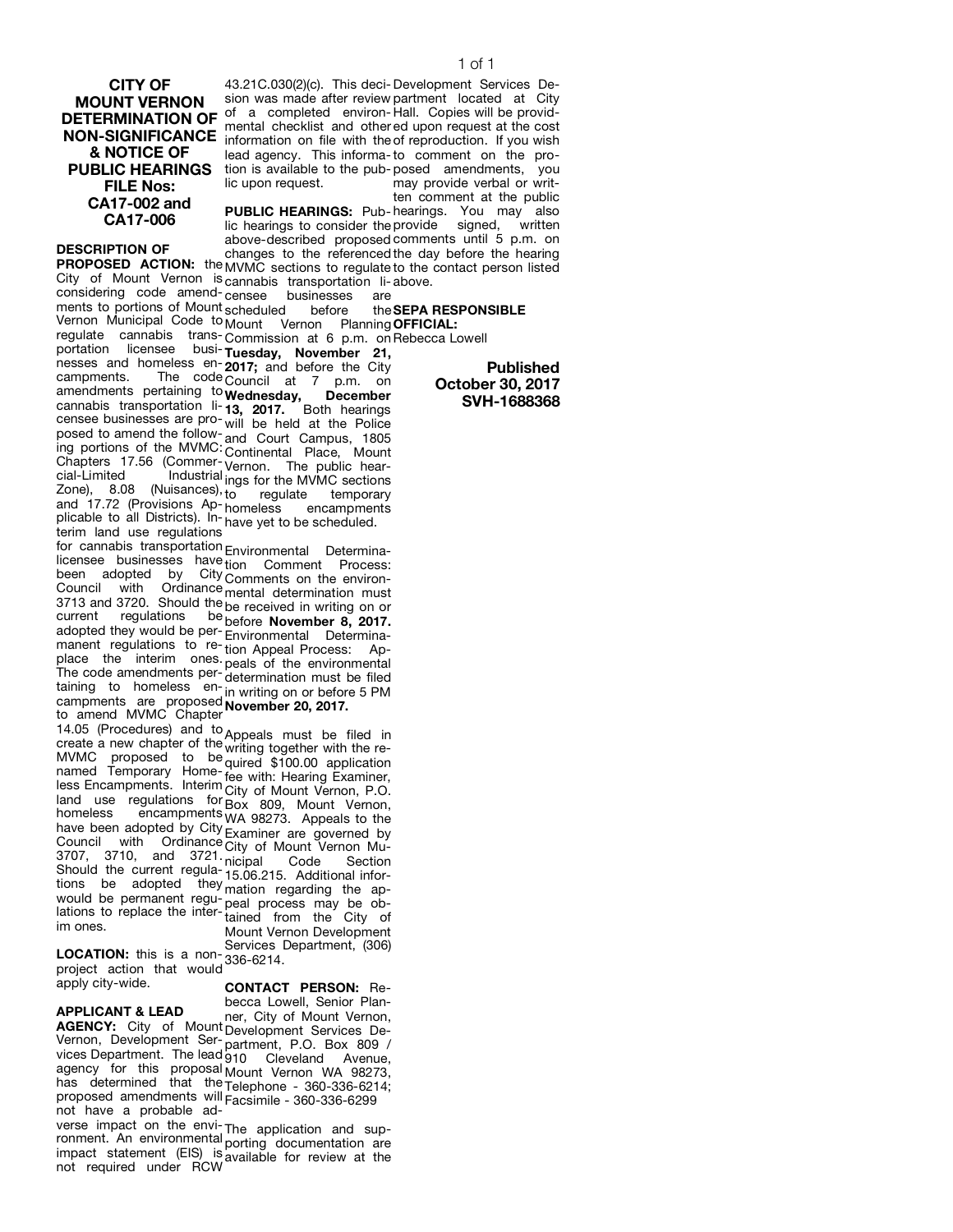# CITY OF MOUNT VERNON DETERMINATION OF NON-SIGNIFICANCE & NOTICE OF PUBLIC HEARINGS FILE Nos: CA17-002 and CA17-006

**DESCRIPTION OF PROPOSED ACTION:** the City of Mount Vernon is considering code amendments to portions of Mount Vernon Municipal Code to regulate cannabis transportation licensee businesses and homeless encampments. The code amendments pertaining to cannabis transportation licensee businesses are proposed to amend the following portions of the MVMC: Chapters 17.56 (Commercial-Limited Industrial Zone), 8.08 (Nuisances), and 17.72 (Provisions Applicable to all Districts). Interim land use regulations for cannabis transportation licensee businesses have been adopted by City Council with Ordinance 3713 and 3720. Should the current regulations be adopted they would be permanent regulations to replace the interim ones. The code amendments pertaining to homeless encampments are proposed to amend MVMC Chapter 14.05 (Procedures) and to create a new chapter of the MVMC proposed to be named Temporary Homeless Encampments. Interim land use regulations for homeless encampments have been adopted by City Council with Ordinance 3707, 3710, and 3721. Should the current regulations be adopted they would be permanent regulations to replace the interim ones.

**LOCATION:** this is a non-project action that would apply city-wide.

**APPLICANT & LEAD AGENCY:** City of Mount Vernon, Development Services Department. The lead agency for this proposal has determined that the proposed amendments will not have a probable adverse impact on the environment. An environmental impact statement (EIS) is not required under RCW 43.21C.030(2)(c). This decision was made after review of a completed environmental checklist and other information on file with the lead agency. This information is available to the public upon request.

**PUBLIC HEARINGS:** Public hearings to consider the above-described proposed changes to the referenced MVMC sections to regulate cannabis transportation licensee businesses are scheduled before the Mount Vernon Planning Commission at 6 p.m. on **Tuesday, November 21, 2017;** and before the City Council at 7 p.m. on **Wednesday, December 13, 2017.** Both hearings will be held at the Police and Court Campus, 1805 Continental Place, Mount Vernon. The public hearings for the MVMC sections to regulate temporary homeless encampments have yet to be scheduled.

Environmental Determination Comment Process: Comments on the environmental determination must be received in writing on or before **November 8, 2017.** Environmental Determination Appeal Process: Appeals of the environmental determination must be filed in writing on or before 5 PM **November 20, 2017.**

Appeals must be filed in writing together with the required $100.00 application fee with: Hearing Examiner, City of Mount Vernon, P.O. Box 809, Mount Vernon, WA 98273. Appeals to the Examiner are governed by City of Mount Vernon Municipal Code Section 15.06.215. Additional information regarding the appeal process may be obtained from the City of Mount Vernon Development Services Department, (306) 336-6214.

**CONTACT PERSON:** Rebecca Lowell, Senior Planner, City of Mount Vernon, Development Services Department, P.O. Box 809 / 910 Cleveland Avenue, Mount Vernon WA 98273, Telephone - 360-336-6214; Facsimile - 360-336-6299

The application and supporting documentation are available for review at the Development Services Department located at City Hall. Copies will be provided upon request at the cost of reproduction. If you wish to comment on the proposed amendments, you may provide verbal or written comment at the public hearings. You may also provide signed, written comments until 5 p.m. on the day before the hearing to the contact person listed above.

**SEPA RESPONSIBLE OFFICIAL:**
Rebecca Lowell

**Published October 30, 2017**
**SVH-1688368**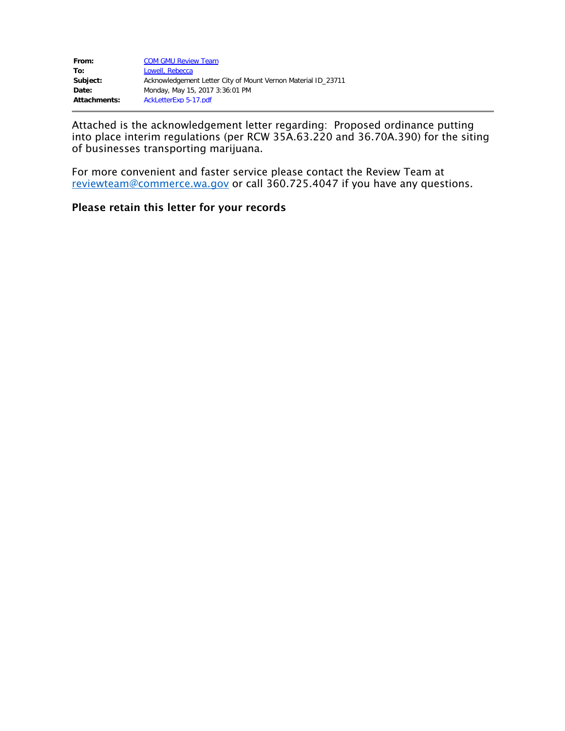| | |
|---|---|
| **From:** | COM GMU Review Team |
| **To:** | Lowell, Rebecca |
| **Subject:** | Acknowledgement Letter City of Mount Vernon Material ID_23711 |
| **Date:** | Monday, May 15, 2017 3:36:01 PM |
| **Attachments:** | AckLetterExp 5-17.pdf |

Attached is the acknowledgement letter regarding: Proposed ordinance putting into place interim regulations (per RCW 35A.63.220 and 36.70A.390) for the siting of businesses transporting marijuana.

For more convenient and faster service please contact the Review Team at reviewteam@commerce.wa.gov or call 360.725.4047 if you have any questions.

**Please retain this letter for your records**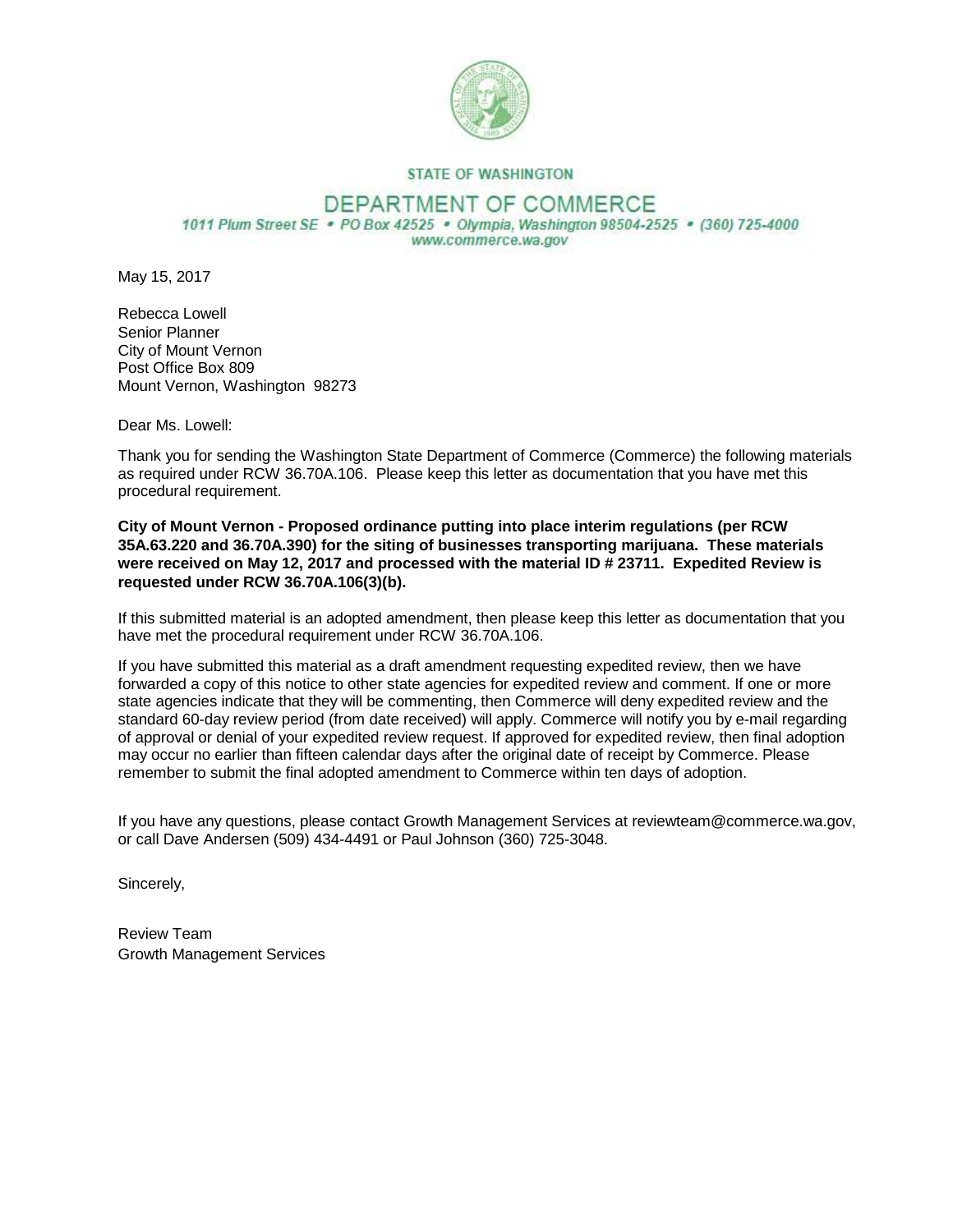STATE OF WASHINGTON

DEPARTMENT OF COMMERCE

*1011 Plum Street SE • PO Box 42525 • Olympia, Washington 98504-2525 • (360) 725-4000*
*www.commerce.wa.gov*

May 15, 2017

Rebecca Lowell
Senior Planner
City of Mount Vernon
Post Office Box 809
Mount Vernon, Washington 98273

Dear Ms. Lowell:

Thank you for sending the Washington State Department of Commerce (Commerce) the following materials as required under RCW 36.70A.106. Please keep this letter as documentation that you have met this procedural requirement.

**City of Mount Vernon - Proposed ordinance putting into place interim regulations (per RCW 35A.63.220 and 36.70A.390) for the siting of businesses transporting marijuana. These materials were received on May 12, 2017 and processed with the material ID # 23711. Expedited Review is requested under RCW 36.70A.106(3)(b).**

If this submitted material is an adopted amendment, then please keep this letter as documentation that you have met the procedural requirement under RCW 36.70A.106.

If you have submitted this material as a draft amendment requesting expedited review, then we have forwarded a copy of this notice to other state agencies for expedited review and comment. If one or more state agencies indicate that they will be commenting, then Commerce will deny expedited review and the standard 60-day review period (from date received) will apply. Commerce will notify you by e-mail regarding of approval or denial of your expedited review request. If approved for expedited review, then final adoption may occur no earlier than fifteen calendar days after the original date of receipt by Commerce. Please remember to submit the final adopted amendment to Commerce within ten days of adoption.

If you have any questions, please contact Growth Management Services at reviewteam@commerce.wa.gov, or call Dave Andersen (509) 434-4491 or Paul Johnson (360) 725-3048.

Sincerely,

Review Team
Growth Management Services